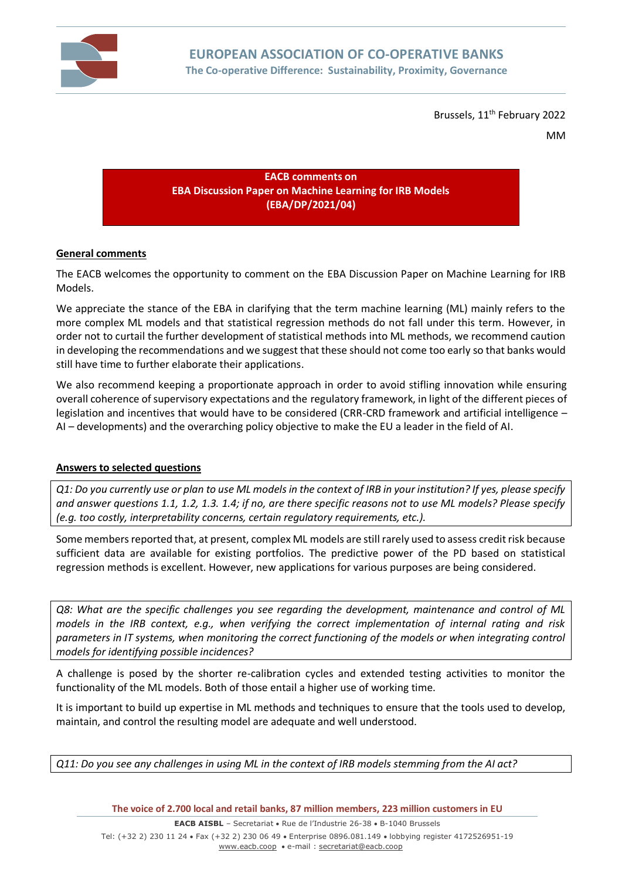# EUROPEAN ASSOCIATION OF CO-OPERATIVE BANKS

**The Co-operative Difference: Sustainability, Proximity, Governance**

Brussels, 11th February 2022

MM

**EACB comments on**
**EBA Discussion Paper on Machine Learning for IRB Models**
**(EBA/DP/2021/04)**

## General comments

The EACB welcomes the opportunity to comment on the EBA Discussion Paper on Machine Learning for IRB Models.

We appreciate the stance of the EBA in clarifying that the term machine learning (ML) mainly refers to the more complex ML models and that statistical regression methods do not fall under this term. However, in order not to curtail the further development of statistical methods into ML methods, we recommend caution in developing the recommendations and we suggest that these should not come too early so that banks would still have time to further elaborate their applications.

We also recommend keeping a proportionate approach in order to avoid stifling innovation while ensuring overall coherence of supervisory expectations and the regulatory framework, in light of the different pieces of legislation and incentives that would have to be considered (CRR-CRD framework and artificial intelligence – AI – developments) and the overarching policy objective to make the EU a leader in the field of AI.

## Answers to selected questions

*Q1: Do you currently use or plan to use ML models in the context of IRB in your institution? If yes, please specify and answer questions 1.1, 1.2, 1.3. 1.4; if no, are there specific reasons not to use ML models? Please specify (e.g. too costly, interpretability concerns, certain regulatory requirements, etc.).*

Some members reported that, at present, complex ML models are still rarely used to assess credit risk because sufficient data are available for existing portfolios. The predictive power of the PD based on statistical regression methods is excellent. However, new applications for various purposes are being considered.

*Q8: What are the specific challenges you see regarding the development, maintenance and control of ML models in the IRB context, e.g., when verifying the correct implementation of internal rating and risk parameters in IT systems, when monitoring the correct functioning of the models or when integrating control models for identifying possible incidences?*

A challenge is posed by the shorter re-calibration cycles and extended testing activities to monitor the functionality of the ML models. Both of those entail a higher use of working time.

It is important to build up expertise in ML methods and techniques to ensure that the tools used to develop, maintain, and control the resulting model are adequate and well understood.

*Q11: Do you see any challenges in using ML in the context of IRB models stemming from the AI act?*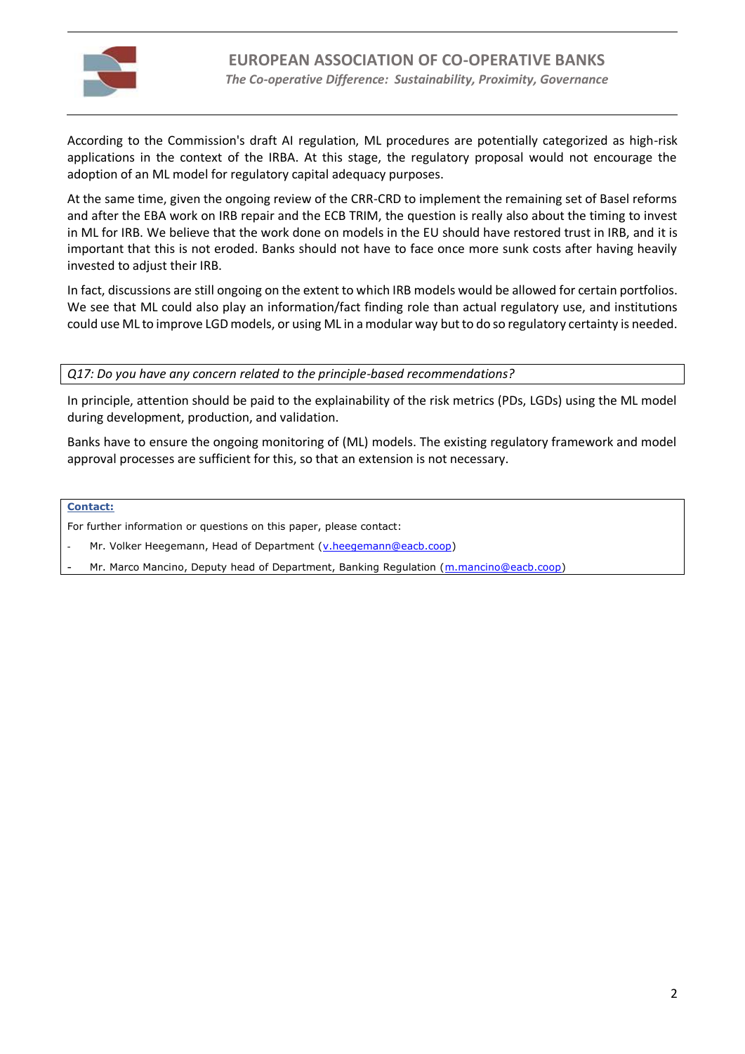According to the Commission's draft AI regulation, ML procedures are potentially categorized as high-risk applications in the context of the IRBA. At this stage, the regulatory proposal would not encourage the adoption of an ML model for regulatory capital adequacy purposes.

At the same time, given the ongoing review of the CRR-CRD to implement the remaining set of Basel reforms and after the EBA work on IRB repair and the ECB TRIM, the question is really also about the timing to invest in ML for IRB. We believe that the work done on models in the EU should have restored trust in IRB, and it is important that this is not eroded. Banks should not have to face once more sunk costs after having heavily invested to adjust their IRB.

In fact, discussions are still ongoing on the extent to which IRB models would be allowed for certain portfolios. We see that ML could also play an information/fact finding role than actual regulatory use, and institutions could use ML to improve LGD models, or using ML in a modular way but to do so regulatory certainty is needed.

*Q17: Do you have any concern related to the principle-based recommendations?*

In principle, attention should be paid to the explainability of the risk metrics (PDs, LGDs) using the ML model during development, production, and validation.

Banks have to ensure the ongoing monitoring of (ML) models. The existing regulatory framework and model approval processes are sufficient for this, so that an extension is not necessary.

**Contact:**

For further information or questions on this paper, please contact:

- Mr. Volker Heegemann, Head of Department (v.heegemann@eacb.coop)
- Mr. Marco Mancino, Deputy head of Department, Banking Regulation (m.mancino@eacb.coop)